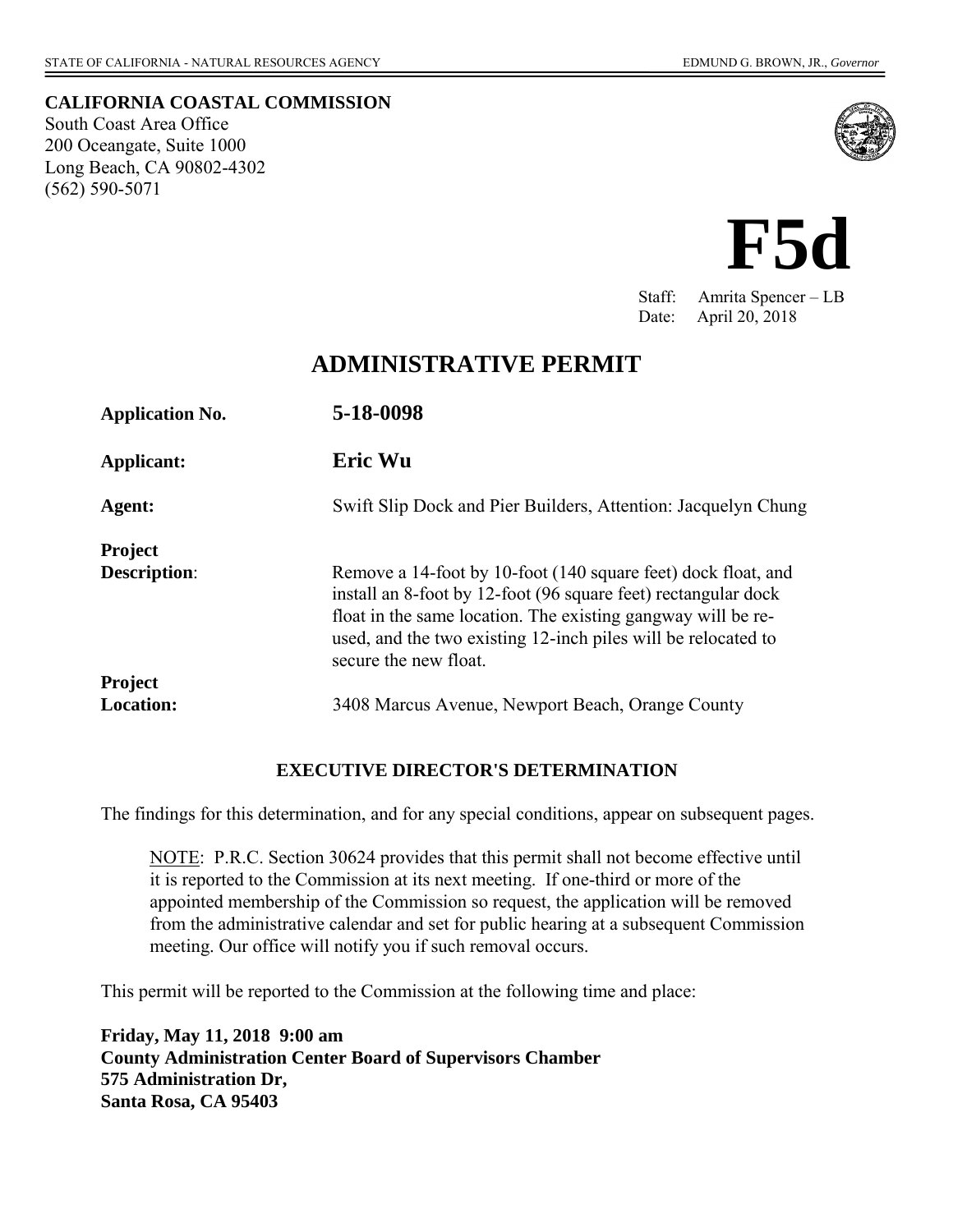STATE OF CALIFORNIA - NATURAL RESOURCES AGENCY EDMUND G. BROWN, JR., *Governor*

**CALIFORNIA COASTAL COMMISSION**
South Coast Area Office
200 Oceangate, Suite 1000
Long Beach, CA 90802-4302
(562) 590-5071

# F5d

Staff: Amrita Spencer – LB
Date: April 20, 2018

## ADMINISTRATIVE PERMIT

**Application No.** **5-18-0098**

**Applicant:** **Eric Wu**

**Agent:** Swift Slip Dock and Pier Builders, Attention: Jacquelyn Chung

**Project Description**: Remove a 14-foot by 10-foot (140 square feet) dock float, and install an 8-foot by 12-foot (96 square feet) rectangular dock float in the same location. The existing gangway will be re-used, and the two existing 12-inch piles will be relocated to secure the new float.

**Project Location:** 3408 Marcus Avenue, Newport Beach, Orange County

**EXECUTIVE DIRECTOR'S DETERMINATION**

The findings for this determination, and for any special conditions, appear on subsequent pages.

> NOTE: P.R.C. Section 30624 provides that this permit shall not become effective until it is reported to the Commission at its next meeting. If one-third or more of the appointed membership of the Commission so request, the application will be removed from the administrative calendar and set for public hearing at a subsequent Commission meeting. Our office will notify you if such removal occurs.

This permit will be reported to the Commission at the following time and place:

**Friday, May 11, 2018 9:00 am**
**County Administration Center Board of Supervisors Chamber**
**575 Administration Dr,**
**Santa Rosa, CA 95403**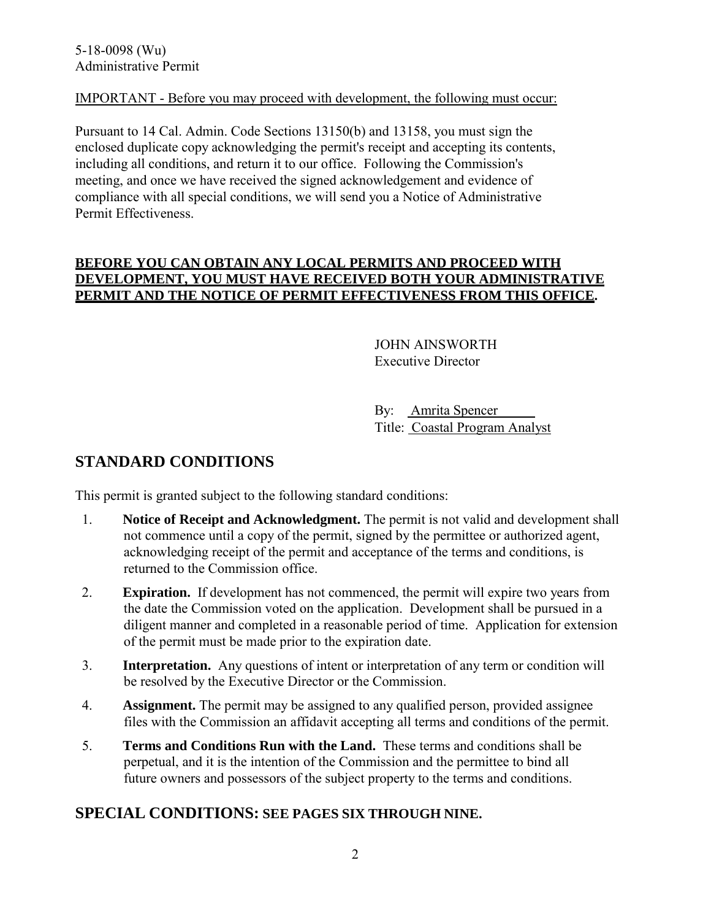5-18-0098 (Wu)
Administrative Permit

IMPORTANT - Before you may proceed with development, the following must occur:

Pursuant to 14 Cal. Admin. Code Sections 13150(b) and 13158, you must sign the enclosed duplicate copy acknowledging the permit's receipt and accepting its contents, including all conditions, and return it to our office. Following the Commission's meeting, and once we have received the signed acknowledgement and evidence of compliance with all special conditions, we will send you a Notice of Administrative Permit Effectiveness.

**BEFORE YOU CAN OBTAIN ANY LOCAL PERMITS AND PROCEED WITH DEVELOPMENT, YOU MUST HAVE RECEIVED BOTH YOUR ADMINISTRATIVE PERMIT AND THE NOTICE OF PERMIT EFFECTIVENESS FROM THIS OFFICE.**

JOHN AINSWORTH
Executive Director

By: Amrita Spencer
Title: Coastal Program Analyst

## STANDARD CONDITIONS

This permit is granted subject to the following standard conditions:

1. **Notice of Receipt and Acknowledgment.** The permit is not valid and development shall not commence until a copy of the permit, signed by the permittee or authorized agent, acknowledging receipt of the permit and acceptance of the terms and conditions, is returned to the Commission office.
2. **Expiration.** If development has not commenced, the permit will expire two years from the date the Commission voted on the application. Development shall be pursued in a diligent manner and completed in a reasonable period of time. Application for extension of the permit must be made prior to the expiration date.
3. **Interpretation.** Any questions of intent or interpretation of any term or condition will be resolved by the Executive Director or the Commission.
4. **Assignment.** The permit may be assigned to any qualified person, provided assignee files with the Commission an affidavit accepting all terms and conditions of the permit.
5. **Terms and Conditions Run with the Land.** These terms and conditions shall be perpetual, and it is the intention of the Commission and the permittee to bind all future owners and possessors of the subject property to the terms and conditions.

## SPECIAL CONDITIONS: SEE PAGES SIX THROUGH NINE.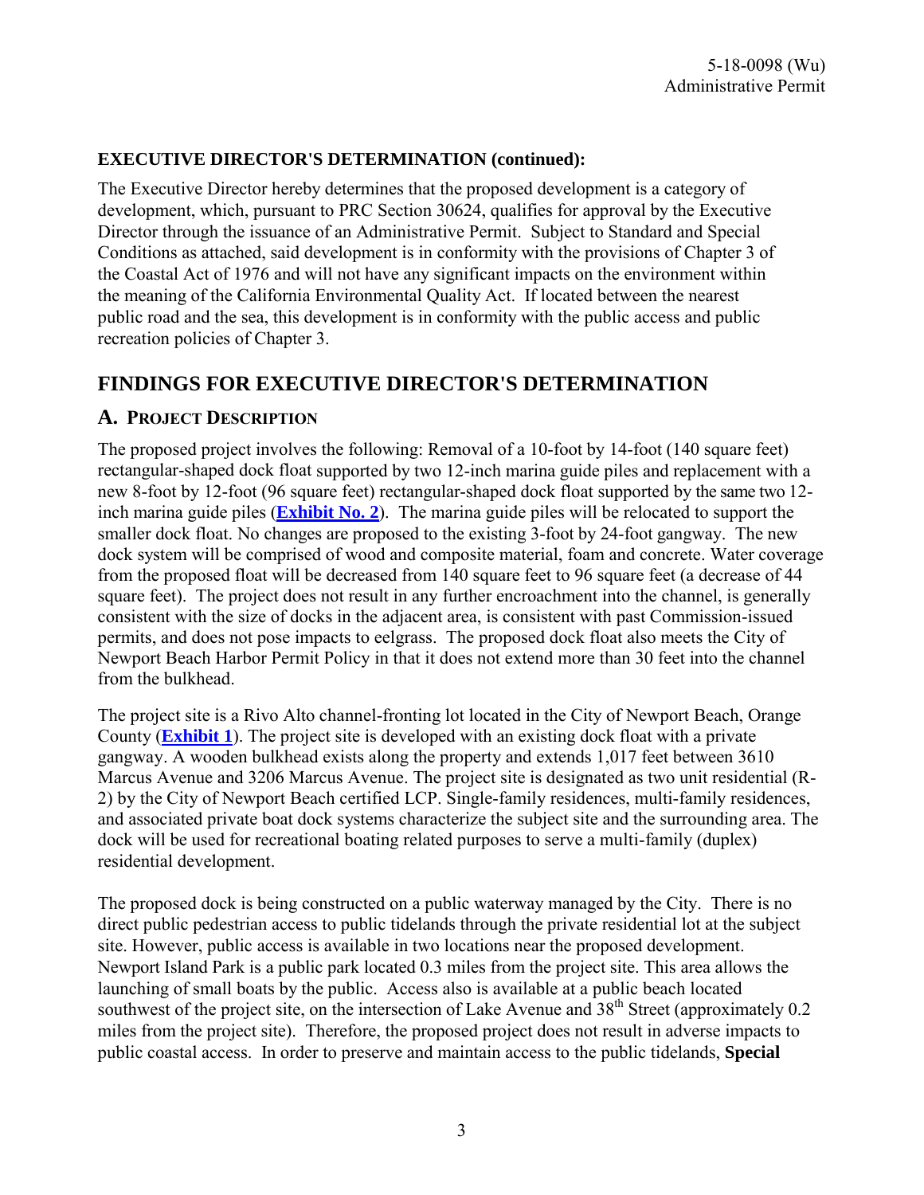**EXECUTIVE DIRECTOR'S DETERMINATION (continued):**

The Executive Director hereby determines that the proposed development is a category of development, which, pursuant to PRC Section 30624, qualifies for approval by the Executive Director through the issuance of an Administrative Permit. Subject to Standard and Special Conditions as attached, said development is in conformity with the provisions of Chapter 3 of the Coastal Act of 1976 and will not have any significant impacts on the environment within the meaning of the California Environmental Quality Act. If located between the nearest public road and the sea, this development is in conformity with the public access and public recreation policies of Chapter 3.

# FINDINGS FOR EXECUTIVE DIRECTOR'S DETERMINATION

## A. PROJECT DESCRIPTION

The proposed project involves the following: Removal of a 10-foot by 14-foot (140 square feet) rectangular-shaped dock float supported by two 12-inch marina guide piles and replacement with a new 8-foot by 12-foot (96 square feet) rectangular-shaped dock float supported by the same two 12-inch marina guide piles (**Exhibit No. 2**). The marina guide piles will be relocated to support the smaller dock float. No changes are proposed to the existing 3-foot by 24-foot gangway. The new dock system will be comprised of wood and composite material, foam and concrete. Water coverage from the proposed float will be decreased from 140 square feet to 96 square feet (a decrease of 44 square feet). The project does not result in any further encroachment into the channel, is generally consistent with the size of docks in the adjacent area, is consistent with past Commission-issued permits, and does not pose impacts to eelgrass. The proposed dock float also meets the City of Newport Beach Harbor Permit Policy in that it does not extend more than 30 feet into the channel from the bulkhead.

The project site is a Rivo Alto channel-fronting lot located in the City of Newport Beach, Orange County (**Exhibit 1**). The project site is developed with an existing dock float with a private gangway. A wooden bulkhead exists along the property and extends 1,017 feet between 3610 Marcus Avenue and 3206 Marcus Avenue. The project site is designated as two unit residential (R-2) by the City of Newport Beach certified LCP. Single-family residences, multi-family residences, and associated private boat dock systems characterize the subject site and the surrounding area. The dock will be used for recreational boating related purposes to serve a multi-family (duplex) residential development.

The proposed dock is being constructed on a public waterway managed by the City. There is no direct public pedestrian access to public tidelands through the private residential lot at the subject site. However, public access is available in two locations near the proposed development. Newport Island Park is a public park located 0.3 miles from the project site. This area allows the launching of small boats by the public. Access also is available at a public beach located southwest of the project site, on the intersection of Lake Avenue and 38th Street (approximately 0.2 miles from the project site). Therefore, the proposed project does not result in adverse impacts to public coastal access. In order to preserve and maintain access to the public tidelands, **Special**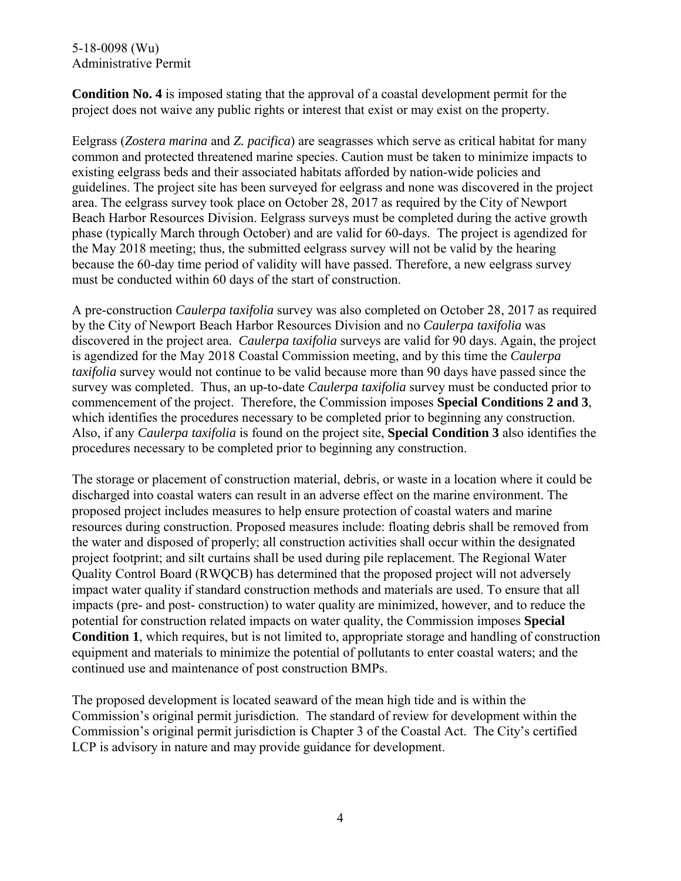**Condition No. 4** is imposed stating that the approval of a coastal development permit for the project does not waive any public rights or interest that exist or may exist on the property.

Eelgrass (*Zostera marina* and *Z. pacifica*) are seagrasses which serve as critical habitat for many common and protected threatened marine species. Caution must be taken to minimize impacts to existing eelgrass beds and their associated habitats afforded by nation-wide policies and guidelines. The project site has been surveyed for eelgrass and none was discovered in the project area. The eelgrass survey took place on October 28, 2017 as required by the City of Newport Beach Harbor Resources Division. Eelgrass surveys must be completed during the active growth phase (typically March through October) and are valid for 60-days. The project is agendized for the May 2018 meeting; thus, the submitted eelgrass survey will not be valid by the hearing because the 60-day time period of validity will have passed. Therefore, a new eelgrass survey must be conducted within 60 days of the start of construction.

A pre-construction *Caulerpa taxifolia* survey was also completed on October 28, 2017 as required by the City of Newport Beach Harbor Resources Division and no *Caulerpa taxifolia* was discovered in the project area. *Caulerpa taxifolia* surveys are valid for 90 days. Again, the project is agendized for the May 2018 Coastal Commission meeting, and by this time the *Caulerpa taxifolia* survey would not continue to be valid because more than 90 days have passed since the survey was completed. Thus, an up-to-date *Caulerpa taxifolia* survey must be conducted prior to commencement of the project. Therefore, the Commission imposes **Special Conditions 2 and 3**, which identifies the procedures necessary to be completed prior to beginning any construction. Also, if any *Caulerpa taxifolia* is found on the project site, **Special Condition 3** also identifies the procedures necessary to be completed prior to beginning any construction.

The storage or placement of construction material, debris, or waste in a location where it could be discharged into coastal waters can result in an adverse effect on the marine environment. The proposed project includes measures to help ensure protection of coastal waters and marine resources during construction. Proposed measures include: floating debris shall be removed from the water and disposed of properly; all construction activities shall occur within the designated project footprint; and silt curtains shall be used during pile replacement. The Regional Water Quality Control Board (RWQCB) has determined that the proposed project will not adversely impact water quality if standard construction methods and materials are used. To ensure that all impacts (pre- and post- construction) to water quality are minimized, however, and to reduce the potential for construction related impacts on water quality, the Commission imposes **Special Condition 1**, which requires, but is not limited to, appropriate storage and handling of construction equipment and materials to minimize the potential of pollutants to enter coastal waters; and the continued use and maintenance of post construction BMPs.

The proposed development is located seaward of the mean high tide and is within the Commission's original permit jurisdiction. The standard of review for development within the Commission's original permit jurisdiction is Chapter 3 of the Coastal Act. The City's certified LCP is advisory in nature and may provide guidance for development.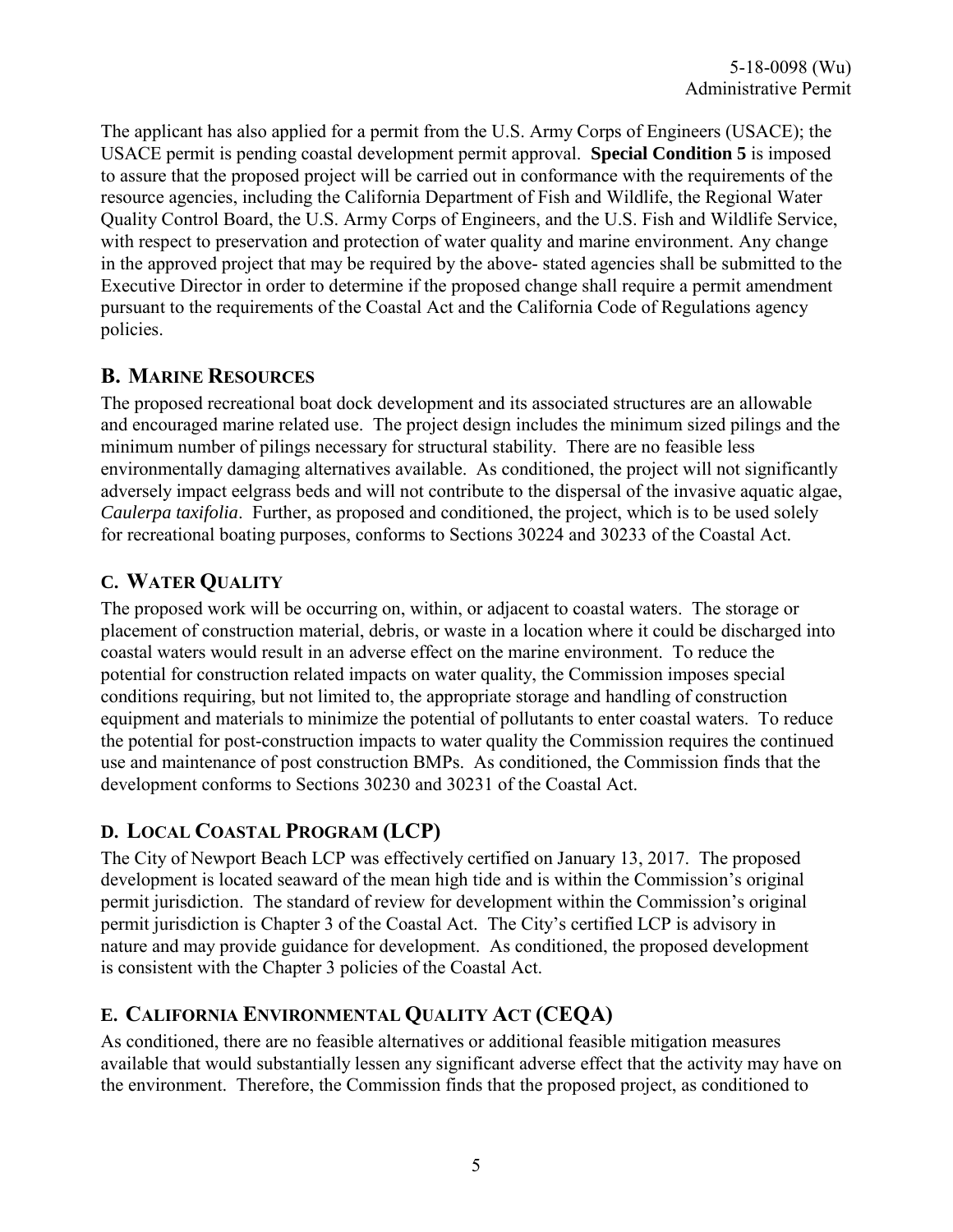The applicant has also applied for a permit from the U.S. Army Corps of Engineers (USACE); the USACE permit is pending coastal development permit approval. **Special Condition 5** is imposed to assure that the proposed project will be carried out in conformance with the requirements of the resource agencies, including the California Department of Fish and Wildlife, the Regional Water Quality Control Board, the U.S. Army Corps of Engineers, and the U.S. Fish and Wildlife Service, with respect to preservation and protection of water quality and marine environment. Any change in the approved project that may be required by the above- stated agencies shall be submitted to the Executive Director in order to determine if the proposed change shall require a permit amendment pursuant to the requirements of the Coastal Act and the California Code of Regulations agency policies.

## B. MARINE RESOURCES

The proposed recreational boat dock development and its associated structures are an allowable and encouraged marine related use. The project design includes the minimum sized pilings and the minimum number of pilings necessary for structural stability. There are no feasible less environmentally damaging alternatives available. As conditioned, the project will not significantly adversely impact eelgrass beds and will not contribute to the dispersal of the invasive aquatic algae, *Caulerpa taxifolia*. Further, as proposed and conditioned, the project, which is to be used solely for recreational boating purposes, conforms to Sections 30224 and 30233 of the Coastal Act.

## C. WATER QUALITY

The proposed work will be occurring on, within, or adjacent to coastal waters. The storage or placement of construction material, debris, or waste in a location where it could be discharged into coastal waters would result in an adverse effect on the marine environment. To reduce the potential for construction related impacts on water quality, the Commission imposes special conditions requiring, but not limited to, the appropriate storage and handling of construction equipment and materials to minimize the potential of pollutants to enter coastal waters. To reduce the potential for post-construction impacts to water quality the Commission requires the continued use and maintenance of post construction BMPs. As conditioned, the Commission finds that the development conforms to Sections 30230 and 30231 of the Coastal Act.

## D. LOCAL COASTAL PROGRAM (LCP)

The City of Newport Beach LCP was effectively certified on January 13, 2017. The proposed development is located seaward of the mean high tide and is within the Commission's original permit jurisdiction. The standard of review for development within the Commission's original permit jurisdiction is Chapter 3 of the Coastal Act. The City's certified LCP is advisory in nature and may provide guidance for development. As conditioned, the proposed development is consistent with the Chapter 3 policies of the Coastal Act.

## E. CALIFORNIA ENVIRONMENTAL QUALITY ACT (CEQA)

As conditioned, there are no feasible alternatives or additional feasible mitigation measures available that would substantially lessen any significant adverse effect that the activity may have on the environment. Therefore, the Commission finds that the proposed project, as conditioned to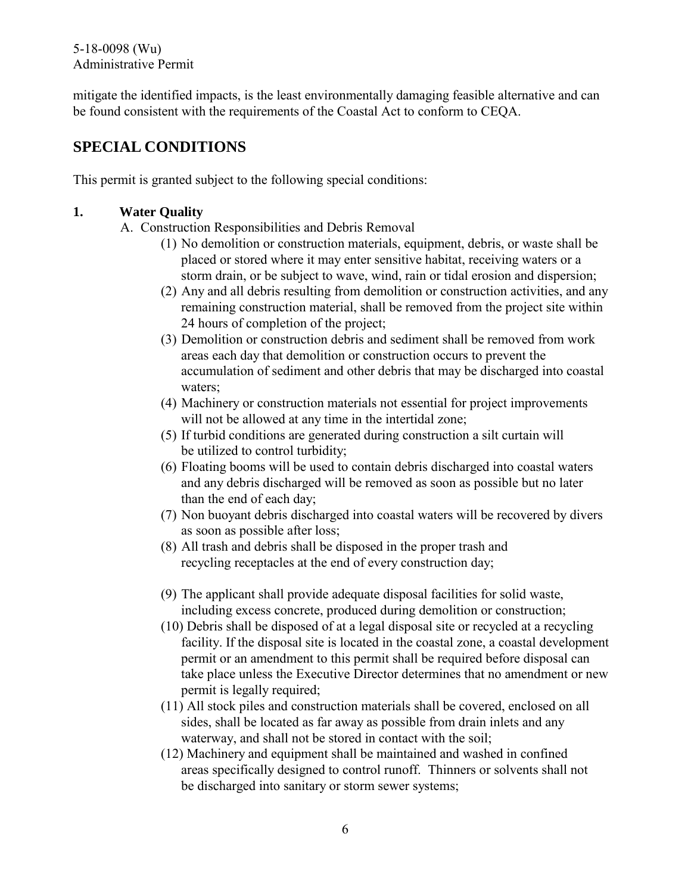mitigate the identified impacts, is the least environmentally damaging feasible alternative and can be found consistent with the requirements of the Coastal Act to conform to CEQA.

## SPECIAL CONDITIONS

This permit is granted subject to the following special conditions:

**1. Water Quality**

A. Construction Responsibilities and Debris Removal

(1) No demolition or construction materials, equipment, debris, or waste shall be placed or stored where it may enter sensitive habitat, receiving waters or a storm drain, or be subject to wave, wind, rain or tidal erosion and dispersion;

(2) Any and all debris resulting from demolition or construction activities, and any remaining construction material, shall be removed from the project site within 24 hours of completion of the project;

(3) Demolition or construction debris and sediment shall be removed from work areas each day that demolition or construction occurs to prevent the accumulation of sediment and other debris that may be discharged into coastal waters;

(4) Machinery or construction materials not essential for project improvements will not be allowed at any time in the intertidal zone;

(5) If turbid conditions are generated during construction a silt curtain will be utilized to control turbidity;

(6) Floating booms will be used to contain debris discharged into coastal waters and any debris discharged will be removed as soon as possible but no later than the end of each day;

(7) Non buoyant debris discharged into coastal waters will be recovered by divers as soon as possible after loss;

(8) All trash and debris shall be disposed in the proper trash and recycling receptacles at the end of every construction day;

(9) The applicant shall provide adequate disposal facilities for solid waste, including excess concrete, produced during demolition or construction;

(10) Debris shall be disposed of at a legal disposal site or recycled at a recycling facility. If the disposal site is located in the coastal zone, a coastal development permit or an amendment to this permit shall be required before disposal can take place unless the Executive Director determines that no amendment or new permit is legally required;

(11) All stock piles and construction materials shall be covered, enclosed on all sides, shall be located as far away as possible from drain inlets and any waterway, and shall not be stored in contact with the soil;

(12) Machinery and equipment shall be maintained and washed in confined areas specifically designed to control runoff. Thinners or solvents shall not be discharged into sanitary or storm sewer systems;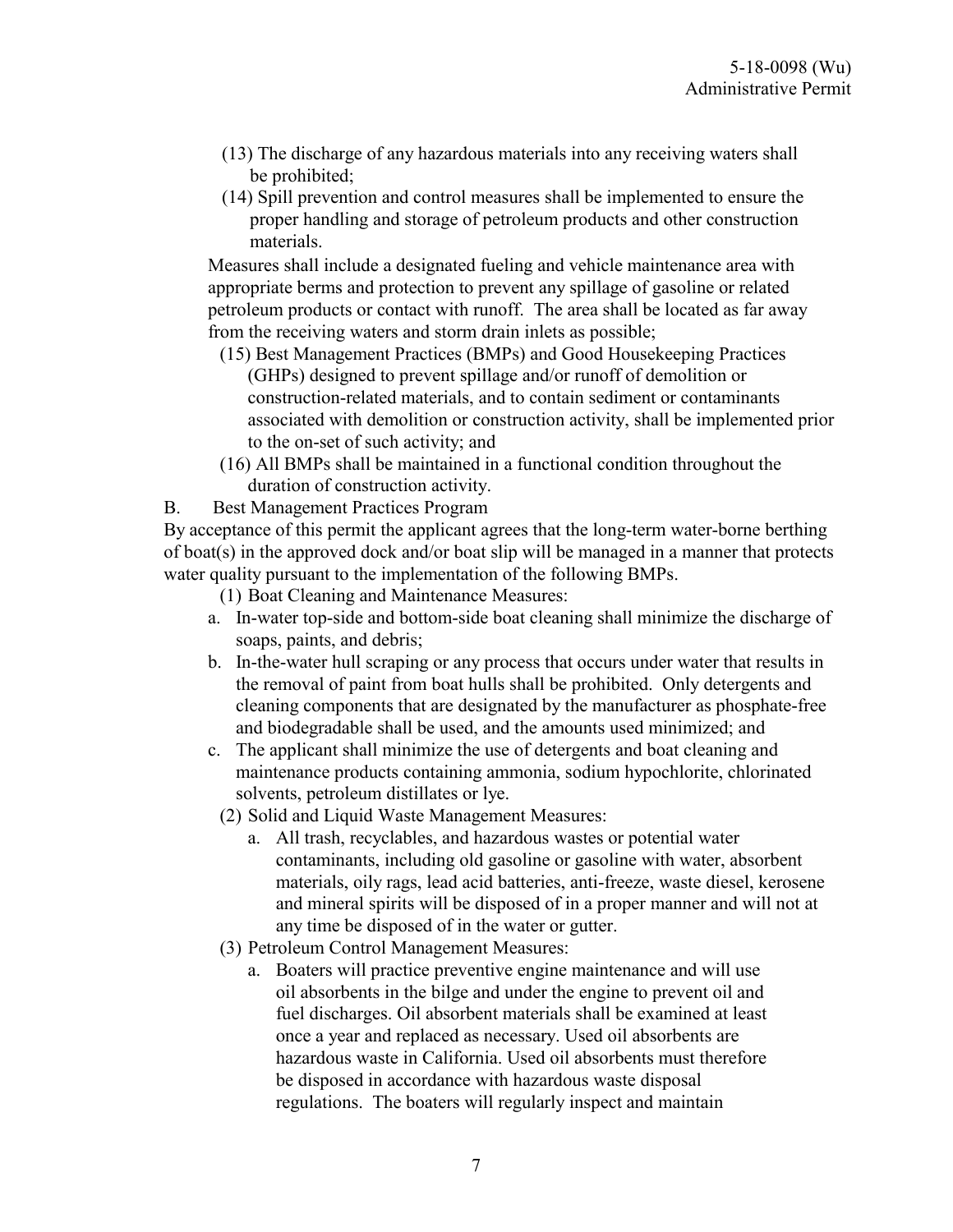(13) The discharge of any hazardous materials into any receiving waters shall be prohibited;

(14) Spill prevention and control measures shall be implemented to ensure the proper handling and storage of petroleum products and other construction materials.

Measures shall include a designated fueling and vehicle maintenance area with appropriate berms and protection to prevent any spillage of gasoline or related petroleum products or contact with runoff. The area shall be located as far away from the receiving waters and storm drain inlets as possible;

(15) Best Management Practices (BMPs) and Good Housekeeping Practices (GHPs) designed to prevent spillage and/or runoff of demolition or construction-related materials, and to contain sediment or contaminants associated with demolition or construction activity, shall be implemented prior to the on-set of such activity; and

(16) All BMPs shall be maintained in a functional condition throughout the duration of construction activity.

B. Best Management Practices Program

By acceptance of this permit the applicant agrees that the long-term water-borne berthing of boat(s) in the approved dock and/or boat slip will be managed in a manner that protects water quality pursuant to the implementation of the following BMPs.

(1) Boat Cleaning and Maintenance Measures:

a. In-water top-side and bottom-side boat cleaning shall minimize the discharge of soaps, paints, and debris;

b. In-the-water hull scraping or any process that occurs under water that results in the removal of paint from boat hulls shall be prohibited. Only detergents and cleaning components that are designated by the manufacturer as phosphate-free and biodegradable shall be used, and the amounts used minimized; and

c. The applicant shall minimize the use of detergents and boat cleaning and maintenance products containing ammonia, sodium hypochlorite, chlorinated solvents, petroleum distillates or lye.

(2) Solid and Liquid Waste Management Measures:

a. All trash, recyclables, and hazardous wastes or potential water contaminants, including old gasoline or gasoline with water, absorbent materials, oily rags, lead acid batteries, anti-freeze, waste diesel, kerosene and mineral spirits will be disposed of in a proper manner and will not at any time be disposed of in the water or gutter.

(3) Petroleum Control Management Measures:

a. Boaters will practice preventive engine maintenance and will use oil absorbents in the bilge and under the engine to prevent oil and fuel discharges. Oil absorbent materials shall be examined at least once a year and replaced as necessary. Used oil absorbents are hazardous waste in California. Used oil absorbents must therefore be disposed in accordance with hazardous waste disposal regulations. The boaters will regularly inspect and maintain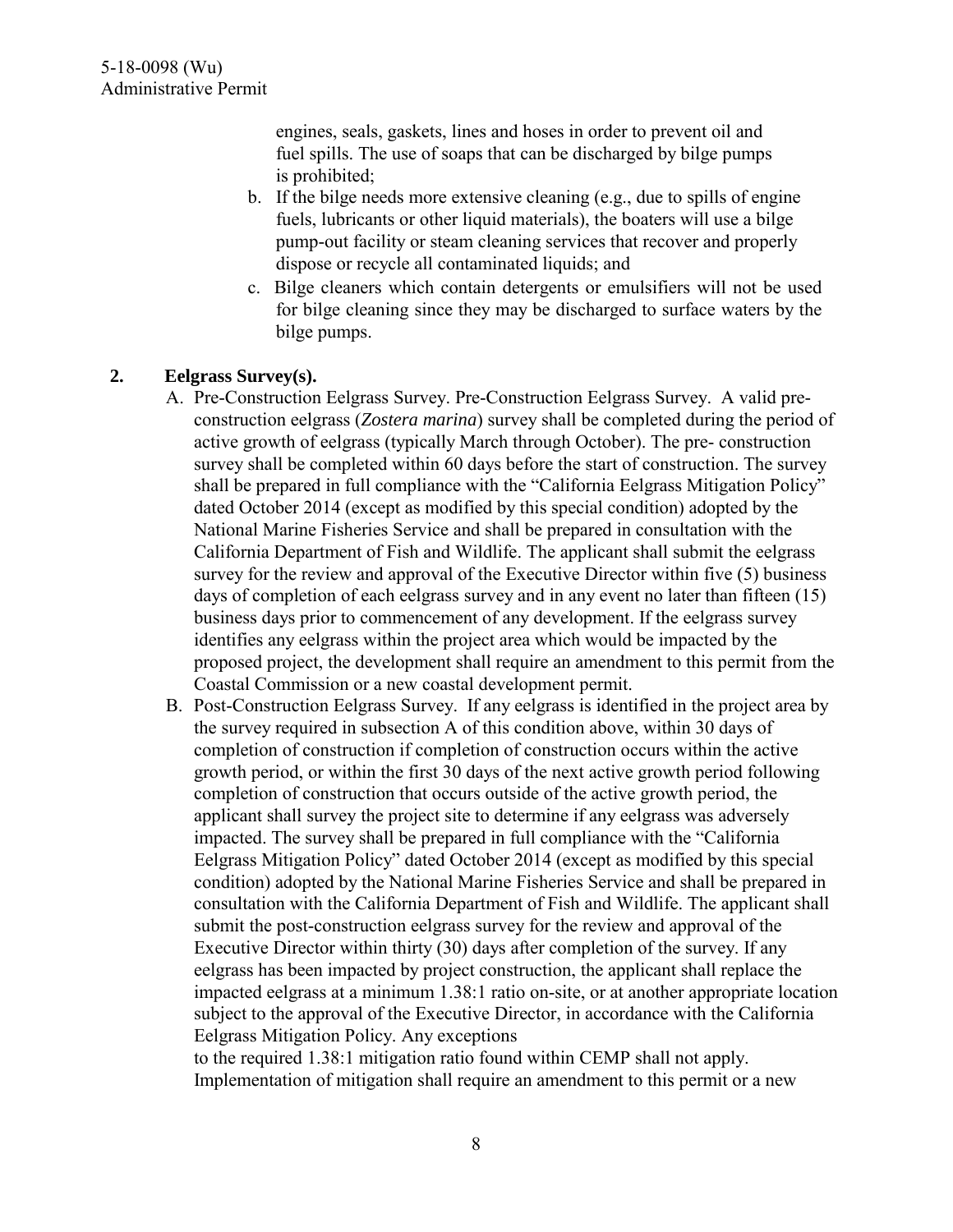engines, seals, gaskets, lines and hoses in order to prevent oil and fuel spills. The use of soaps that can be discharged by bilge pumps is prohibited;

b. If the bilge needs more extensive cleaning (e.g., due to spills of engine fuels, lubricants or other liquid materials), the boaters will use a bilge pump-out facility or steam cleaning services that recover and properly dispose or recycle all contaminated liquids; and

c. Bilge cleaners which contain detergents or emulsifiers will not be used for bilge cleaning since they may be discharged to surface waters by the bilge pumps.

**2. Eelgrass Survey(s).**

A. Pre-Construction Eelgrass Survey. Pre-Construction Eelgrass Survey. A valid pre-construction eelgrass (*Zostera marina*) survey shall be completed during the period of active growth of eelgrass (typically March through October). The pre- construction survey shall be completed within 60 days before the start of construction. The survey shall be prepared in full compliance with the "California Eelgrass Mitigation Policy" dated October 2014 (except as modified by this special condition) adopted by the National Marine Fisheries Service and shall be prepared in consultation with the California Department of Fish and Wildlife. The applicant shall submit the eelgrass survey for the review and approval of the Executive Director within five (5) business days of completion of each eelgrass survey and in any event no later than fifteen (15) business days prior to commencement of any development. If the eelgrass survey identifies any eelgrass within the project area which would be impacted by the proposed project, the development shall require an amendment to this permit from the Coastal Commission or a new coastal development permit.

B. Post-Construction Eelgrass Survey. If any eelgrass is identified in the project area by the survey required in subsection A of this condition above, within 30 days of completion of construction if completion of construction occurs within the active growth period, or within the first 30 days of the next active growth period following completion of construction that occurs outside of the active growth period, the applicant shall survey the project site to determine if any eelgrass was adversely impacted. The survey shall be prepared in full compliance with the "California Eelgrass Mitigation Policy" dated October 2014 (except as modified by this special condition) adopted by the National Marine Fisheries Service and shall be prepared in consultation with the California Department of Fish and Wildlife. The applicant shall submit the post-construction eelgrass survey for the review and approval of the Executive Director within thirty (30) days after completion of the survey. If any eelgrass has been impacted by project construction, the applicant shall replace the impacted eelgrass at a minimum 1.38:1 ratio on-site, or at another appropriate location subject to the approval of the Executive Director, in accordance with the California Eelgrass Mitigation Policy. Any exceptions to the required 1.38:1 mitigation ratio found within CEMP shall not apply. Implementation of mitigation shall require an amendment to this permit or a new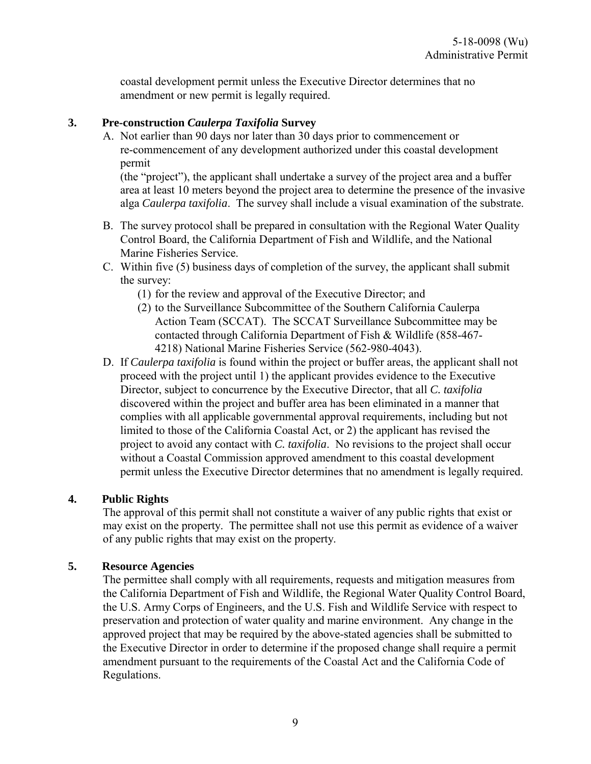coastal development permit unless the Executive Director determines that no amendment or new permit is legally required.

**3. Pre-construction *Caulerpa Taxifolia* Survey**

A. Not earlier than 90 days nor later than 30 days prior to commencement or re-commencement of any development authorized under this coastal development permit (the "project"), the applicant shall undertake a survey of the project area and a buffer area at least 10 meters beyond the project area to determine the presence of the invasive alga *Caulerpa taxifolia*. The survey shall include a visual examination of the substrate.

B. The survey protocol shall be prepared in consultation with the Regional Water Quality Control Board, the California Department of Fish and Wildlife, and the National Marine Fisheries Service.

C. Within five (5) business days of completion of the survey, the applicant shall submit the survey:
   1. for the review and approval of the Executive Director; and
   2. to the Surveillance Subcommittee of the Southern California Caulerpa Action Team (SCCAT). The SCCAT Surveillance Subcommittee may be contacted through California Department of Fish & Wildlife (858-467-4218) National Marine Fisheries Service (562-980-4043).

D. If *Caulerpa taxifolia* is found within the project or buffer areas, the applicant shall not proceed with the project until 1) the applicant provides evidence to the Executive Director, subject to concurrence by the Executive Director, that all *C. taxifolia* discovered within the project and buffer area has been eliminated in a manner that complies with all applicable governmental approval requirements, including but not limited to those of the California Coastal Act, or 2) the applicant has revised the project to avoid any contact with *C. taxifolia*. No revisions to the project shall occur without a Coastal Commission approved amendment to this coastal development permit unless the Executive Director determines that no amendment is legally required.

**4. Public Rights**

The approval of this permit shall not constitute a waiver of any public rights that exist or may exist on the property. The permittee shall not use this permit as evidence of a waiver of any public rights that may exist on the property.

**5. Resource Agencies**

The permittee shall comply with all requirements, requests and mitigation measures from the California Department of Fish and Wildlife, the Regional Water Quality Control Board, the U.S. Army Corps of Engineers, and the U.S. Fish and Wildlife Service with respect to preservation and protection of water quality and marine environment. Any change in the approved project that may be required by the above-stated agencies shall be submitted to the Executive Director in order to determine if the proposed change shall require a permit amendment pursuant to the requirements of the Coastal Act and the California Code of Regulations.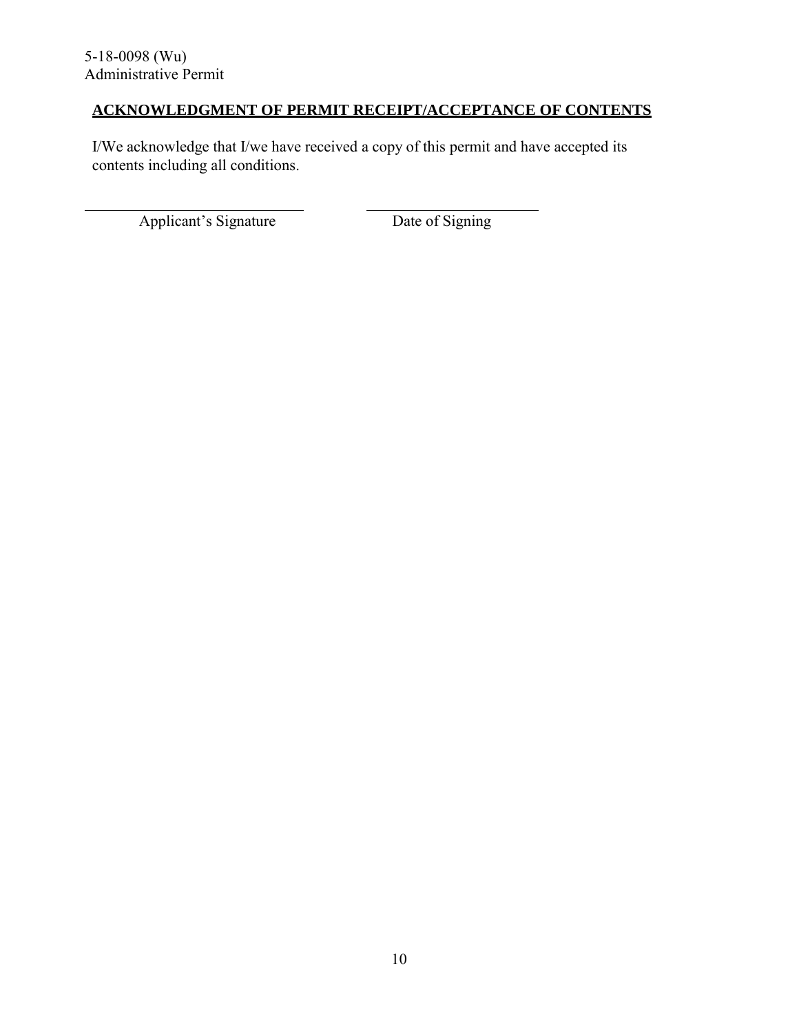**ACKNOWLEDGMENT OF PERMIT RECEIPT/ACCEPTANCE OF CONTENTS**

I/We acknowledge that I/we have received a copy of this permit and have accepted its contents including all conditions.

______________________________ Applicant's Signature

______________________________ Date of Signing